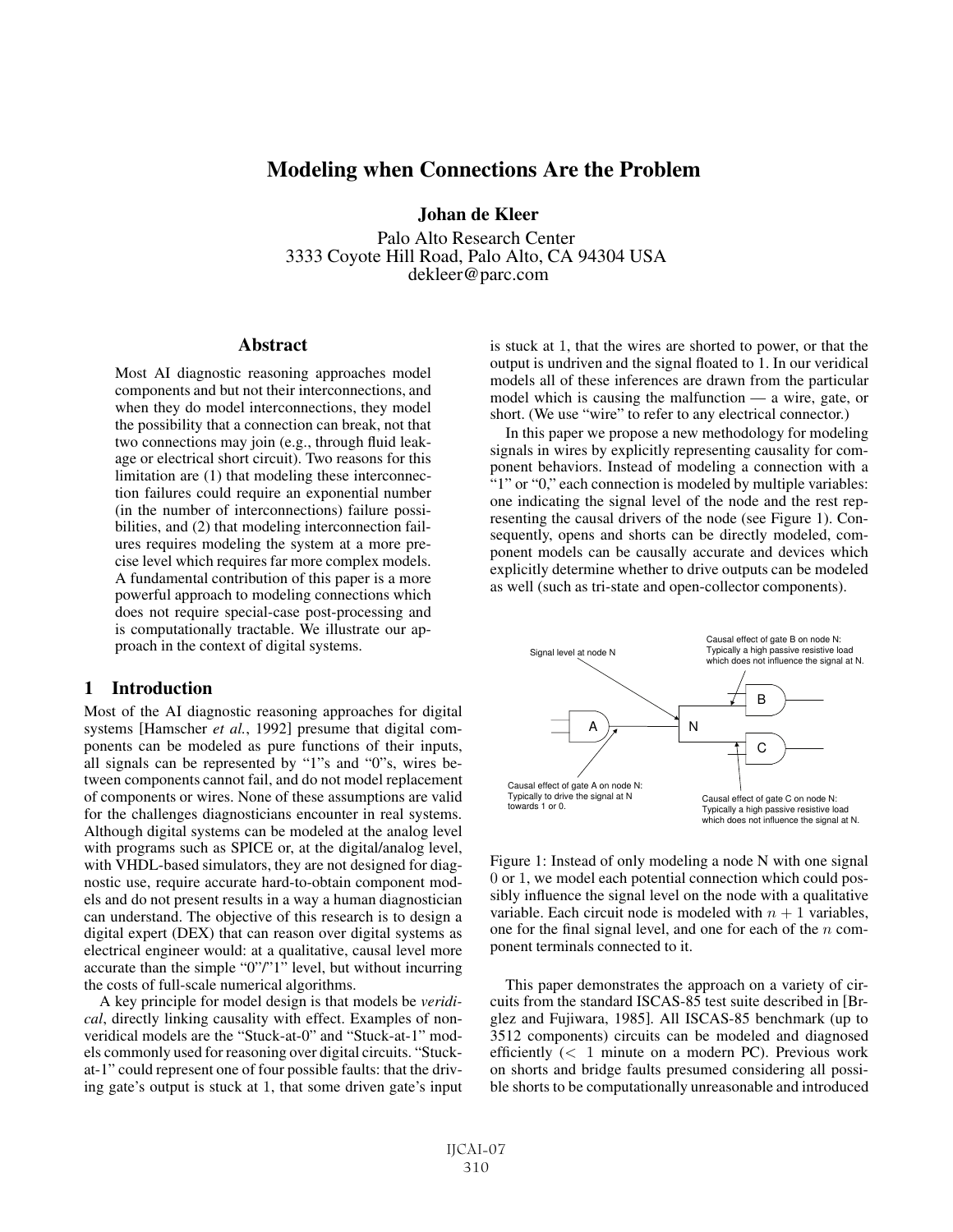# Modeling when Connections Are the Problem

**Johan de Kleer**

Palo Alto Research Center
3333 Coyote Hill Road, Palo Alto, CA 94304 USA
dekleer@parc.com

## Abstract

Most AI diagnostic reasoning approaches model components and but not their interconnections, and when they do model interconnections, they model the possibility that a connection can break, not that two connections may join (e.g., through fluid leakage or electrical short circuit). Two reasons for this limitation are (1) that modeling these interconnection failures could require an exponential number (in the number of interconnections) failure possibilities, and (2) that modeling interconnection failures requires modeling the system at a more precise level which requires far more complex models. A fundamental contribution of this paper is a more powerful approach to modeling connections which does not require special-case post-processing and is computationally tractable. We illustrate our approach in the context of digital systems.

## 1 Introduction

Most of the AI diagnostic reasoning approaches for digital systems [Hamscher *et al.*, 1992] presume that digital components can be modeled as pure functions of their inputs, all signals can be represented by "1"s and "0"s, wires between components cannot fail, and do not model replacement of components or wires. None of these assumptions are valid for the challenges diagnosticians encounter in real systems. Although digital systems can be modeled at the analog level with programs such as SPICE or, at the digital/analog level, with VHDL-based simulators, they are not designed for diagnostic use, require accurate hard-to-obtain component models and do not present results in a way a human diagnostician can understand. The objective of this research is to design a digital expert (DEX) that can reason over digital systems as electrical engineer would: at a qualitative, causal level more accurate than the simple "0"/"1" level, but without incurring the costs of full-scale numerical algorithms.

A key principle for model design is that models be *veridical*, directly linking causality with effect. Examples of non-veridical models are the "Stuck-at-0" and "Stuck-at-1" models commonly used for reasoning over digital circuits. "Stuck-at-1" could represent one of four possible faults: that the driving gate's output is stuck at 1, that some driven gate's input is stuck at 1, that the wires are shorted to power, or that the output is undriven and the signal floated to 1. In our veridical models all of these inferences are drawn from the particular model which is causing the malfunction — a wire, gate, or short. (We use "wire" to refer to any electrical connector.)

In this paper we propose a new methodology for modeling signals in wires by explicitly representing causality for component behaviors. Instead of modeling a connection with a "1" or "0," each connection is modeled by multiple variables: one indicating the signal level of the node and the rest representing the causal drivers of the node (see Figure 1). Consequently, opens and shorts can be directly modeled, component models can be causally accurate and devices which explicitly determine whether to drive outputs can be modeled as well (such as tri-state and open-collector components).

Figure 1: Instead of only modeling a node N with one signal 0 or 1, we model each potential connection which could possibly influence the signal level on the node with a qualitative variable. Each circuit node is modeled with $n + 1$ variables, one for the final signal level, and one for each of the $n$ component terminals connected to it.

This paper demonstrates the approach on a variety of circuits from the standard ISCAS-85 test suite described in [Brglez and Fujiwara, 1985]. All ISCAS-85 benchmark (up to 3512 components) circuits can be modeled and diagnosed efficiently ($<$ 1 minute on a modern PC). Previous work on shorts and bridge faults presumed considering all possible shorts to be computationally unreasonable and introduced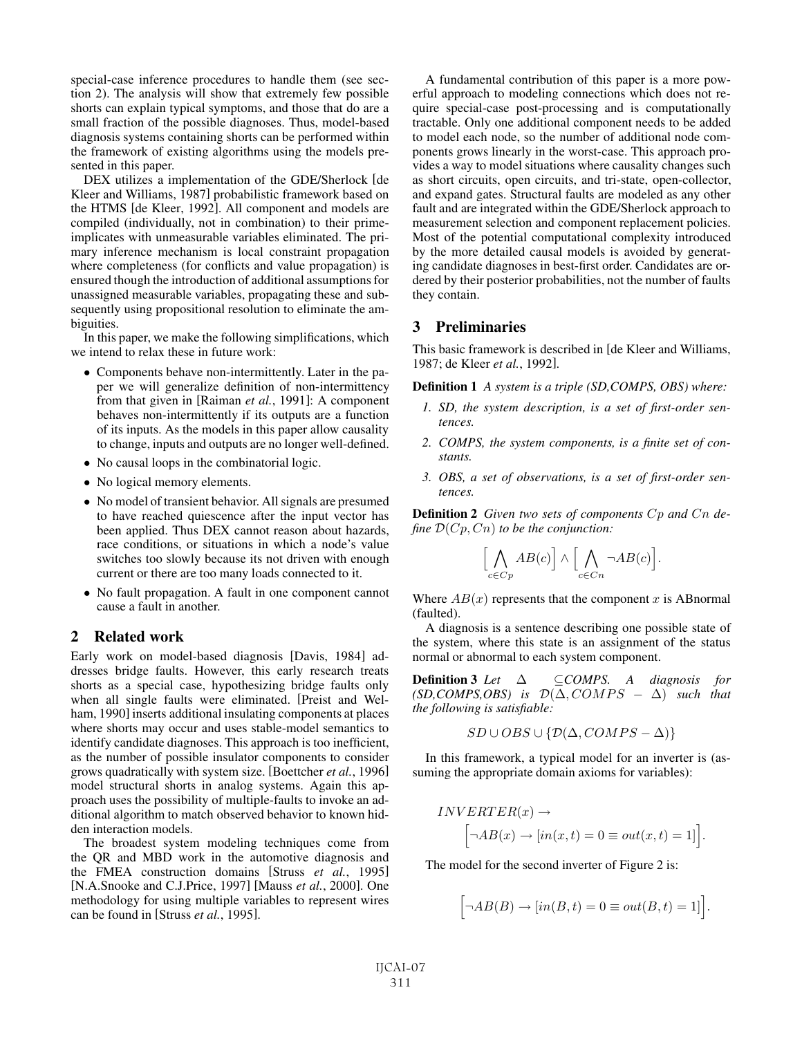special-case inference procedures to handle them (see section 2). The analysis will show that extremely few possible shorts can explain typical symptoms, and those that do are a small fraction of the possible diagnoses. Thus, model-based diagnosis systems containing shorts can be performed within the framework of existing algorithms using the models presented in this paper.

DEX utilizes a implementation of the GDE/Sherlock [de Kleer and Williams, 1987] probabilistic framework based on the HTMS [de Kleer, 1992]. All component and models are compiled (individually, not in combination) to their prime-implicates with unmeasurable variables eliminated. The primary inference mechanism is local constraint propagation where completeness (for conflicts and value propagation) is ensured though the introduction of additional assumptions for unassigned measurable variables, propagating these and subsequently using propositional resolution to eliminate the ambiguities.

In this paper, we make the following simplifications, which we intend to relax these in future work:

- Components behave non-intermittently. Later in the paper we will generalize definition of non-intermittency from that given in [Raiman *et al.*, 1991]: A component behaves non-intermittently if its outputs are a function of its inputs. As the models in this paper allow causality to change, inputs and outputs are no longer well-defined.
- No causal loops in the combinatorial logic.
- No logical memory elements.
- No model of transient behavior. All signals are presumed to have reached quiescence after the input vector has been applied. Thus DEX cannot reason about hazards, race conditions, or situations in which a node's value switches too slowly because its not driven with enough current or there are too many loads connected to it.
- No fault propagation. A fault in one component cannot cause a fault in another.

## 2 Related work

Early work on model-based diagnosis [Davis, 1984] addresses bridge faults. However, this early research treats shorts as a special case, hypothesizing bridge faults only when all single faults were eliminated. [Preist and Welham, 1990] inserts additional insulating components at places where shorts may occur and uses stable-model semantics to identify candidate diagnoses. This approach is too inefficient, as the number of possible insulator components to consider grows quadratically with system size. [Boettcher *et al.*, 1996] model structural shorts in analog systems. Again this approach uses the possibility of multiple-faults to invoke an additional algorithm to match observed behavior to known hidden interaction models.

The broadest system modeling techniques come from the QR and MBD work in the automotive diagnosis and the FMEA construction domains [Struss *et al.*, 1995] [N.A.Snooke and C.J.Price, 1997] [Mauss *et al.*, 2000]. One methodology for using multiple variables to represent wires can be found in [Struss *et al.*, 1995].

A fundamental contribution of this paper is a more powerful approach to modeling connections which does not require special-case post-processing and is computationally tractable. Only one additional component needs to be added to model each node, so the number of additional node components grows linearly in the worst-case. This approach provides a way to model situations where causality changes such as short circuits, open circuits, and tri-state, open-collector, and expand gates. Structural faults are modeled as any other fault and are integrated within the GDE/Sherlock approach to measurement selection and component replacement policies. Most of the potential computational complexity introduced by the more detailed causal models is avoided by generating candidate diagnoses in best-first order. Candidates are ordered by their posterior probabilities, not the number of faults they contain.

## 3 Preliminaries

This basic framework is described in [de Kleer and Williams, 1987; de Kleer *et al.*, 1992].

**Definition 1** *A system is a triple (SD,COMPS, OBS) where:*

1. *SD, the system description, is a set of first-order sentences.*
2. *COMPS, the system components, is a finite set of constants.*
3. *OBS, a set of observations, is a set of first-order sentences.*

**Definition 2** *Given two sets of components $Cp$ and $Cn$ define $\mathcal{D}(Cp, Cn)$ to be the conjunction:*

$$\Big[\bigwedge_{c \in Cp} AB(c)\Big] \wedge \Big[\bigwedge_{c \in Cn} \neg AB(c)\Big].$$

Where $AB(x)$ represents that the component $x$ is ABnormal (faulted).

A diagnosis is a sentence describing one possible state of the system, where this state is an assignment of the status normal or abnormal to each system component.

**Definition 3** *Let $\Delta \subseteq COMPS$. A diagnosis for (SD,COMPS,OBS) is $\mathcal{D}(\Delta, COMPS - \Delta)$ such that the following is satisfiable:*

$$SD \cup OBS \cup \{\mathcal{D}(\Delta, COMPS - \Delta)\}$$

In this framework, a typical model for an inverter is (assuming the appropriate domain axioms for variables):

$$INVERTER(x) \rightarrow \Big[\neg AB(x) \rightarrow [in(x,t) = 0 \equiv out(x,t) = 1]\Big].$$

The model for the second inverter of Figure 2 is:

$$\Big[\neg AB(B) \rightarrow [in(B,t) = 0 \equiv out(B,t) = 1]\Big].$$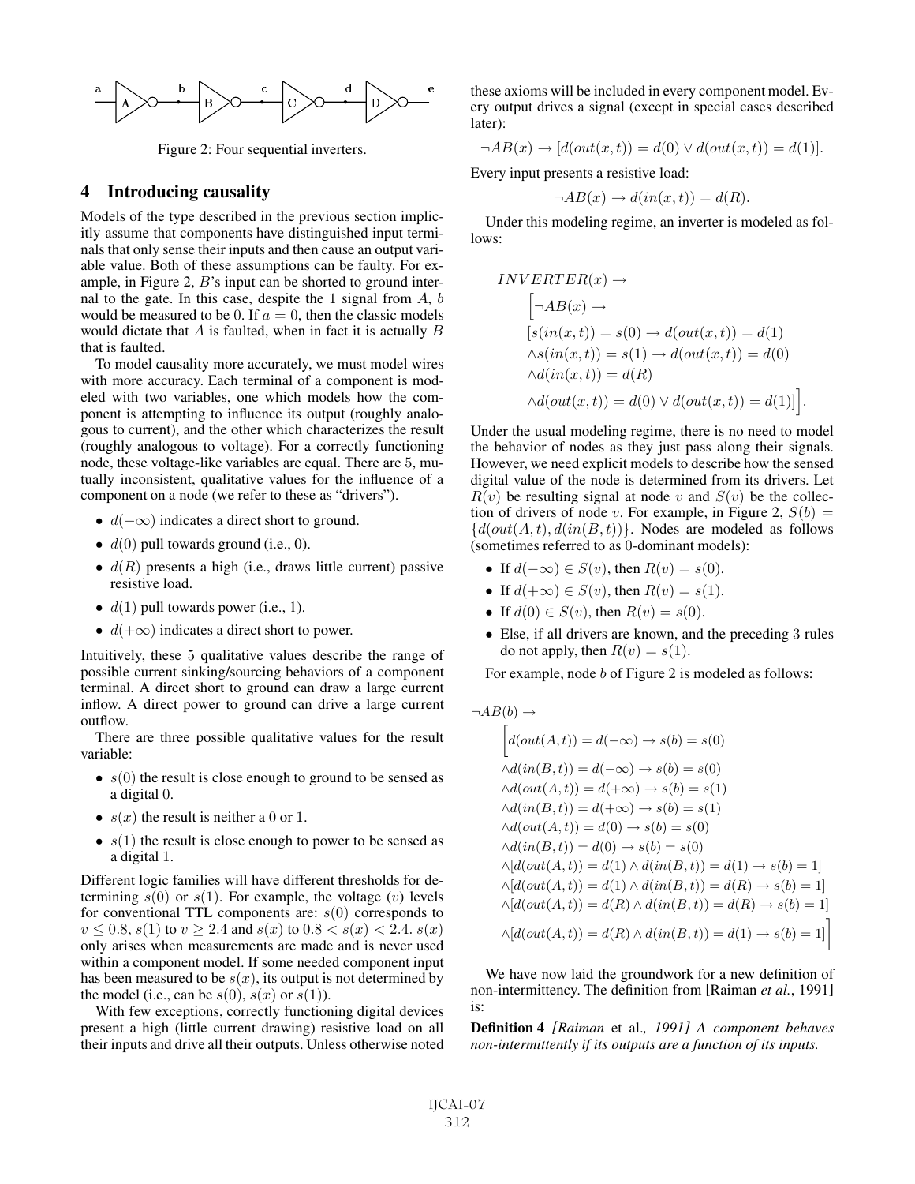Figure 2: Four sequential inverters.

## 4 Introducing causality

Models of the type described in the previous section implicitly assume that components have distinguished input terminals that only sense their inputs and then cause an output variable value. Both of these assumptions can be faulty. For example, in Figure 2, $B$'s input can be shorted to ground internal to the gate. In this case, despite the 1 signal from $A$, $b$ would be measured to be 0. If $a = 0$, then the classic models would dictate that $A$ is faulted, when in fact it is actually $B$ that is faulted.

To model causality more accurately, we must model wires with more accuracy. Each terminal of a component is modeled with two variables, one which models how the component is attempting to influence its output (roughly analogous to current), and the other which characterizes the result (roughly analogous to voltage). For a correctly functioning node, these voltage-like variables are equal. There are 5, mutually inconsistent, qualitative values for the influence of a component on a node (we refer to these as "drivers").

- $d(-\infty)$ indicates a direct short to ground.
- $d(0)$ pull towards ground (i.e., 0).
- $d(R)$ presents a high (i.e., draws little current) passive resistive load.
- $d(1)$ pull towards power (i.e., 1).
- $d(+\infty)$ indicates a direct short to power.

Intuitively, these 5 qualitative values describe the range of possible current sinking/sourcing behaviors of a component terminal. A direct short to ground can draw a large current inflow. A direct power to ground can drive a large current outflow.

There are three possible qualitative values for the result variable:

- $s(0)$ the result is close enough to ground to be sensed as a digital 0.
- $s(x)$ the result is neither a 0 or 1.
- $s(1)$ the result is close enough to power to be sensed as a digital 1.

Different logic families will have different thresholds for determining $s(0)$ or $s(1)$. For example, the voltage ($v$) levels for conventional TTL components are: $s(0)$ corresponds to $v \leq 0.8$, $s(1)$ to $v \geq 2.4$ and $s(x)$ to $0.8 < s(x) < 2.4$. $s(x)$ only arises when measurements are made and is never used within a component model. If some needed component input has been measured to be $s(x)$, its output is not determined by the model (i.e., can be $s(0)$, $s(x)$ or $s(1)$).

With few exceptions, correctly functioning digital devices present a high (little current drawing) resistive load on all their inputs and drive all their outputs. Unless otherwise noted these axioms will be included in every component model. Every output drives a signal (except in special cases described later):

$$\neg AB(x) \rightarrow [d(out(x,t)) = d(0) \vee d(out(x,t)) = d(1)].$$

Every input presents a resistive load:

$$\neg AB(x) \rightarrow d(in(x,t)) = d(R).$$

Under this modeling regime, an inverter is modeled as follows:

$$
\begin{aligned}
&INVERTER(x) \rightarrow \\
&\quad \Big[\neg AB(x) \rightarrow \\
&\quad [s(in(x,t)) = s(0) \rightarrow d(out(x,t)) = d(1) \\
&\quad \wedge s(in(x,t)) = s(1) \rightarrow d(out(x,t)) = d(0) \\
&\quad \wedge d(in(x,t)) = d(R) \\
&\quad \wedge d(out(x,t)) = d(0) \vee d(out(x,t)) = d(1)]\Big].
\end{aligned}
$$

Under the usual modeling regime, there is no need to model the behavior of nodes as they just pass along their signals. However, we need explicit models to describe how the sensed digital value of the node is determined from its drivers. Let $R(v)$ be resulting signal at node $v$ and $S(v)$ be the collection of drivers of node $v$. For example, in Figure 2, $S(b) = \{d(out(A,t), d(in(B,t))\}$. Nodes are modeled as follows (sometimes referred to as 0-dominant models):

- If $d(-\infty) \in S(v)$, then $R(v) = s(0)$.
- If $d(+\infty) \in S(v)$, then $R(v) = s(1)$.
- If $d(0) \in S(v)$, then $R(v) = s(0)$.
- Else, if all drivers are known, and the preceding 3 rules do not apply, then $R(v) = s(1)$.

For example, node $b$ of Figure 2 is modeled as follows:

$$
\begin{aligned}
&\neg AB(b) \rightarrow \\
&\quad \Big[d(out(A,t)) = d(-\infty) \rightarrow s(b) = s(0) \\
&\quad \wedge d(in(B,t)) = d(-\infty) \rightarrow s(b) = s(0) \\
&\quad \wedge d(out(A,t)) = d(+\infty) \rightarrow s(b) = s(1) \\
&\quad \wedge d(in(B,t)) = d(+\infty) \rightarrow s(b) = s(1) \\
&\quad \wedge d(out(A,t)) = d(0) \rightarrow s(b) = s(0) \\
&\quad \wedge d(in(B,t)) = d(0) \rightarrow s(b) = s(0) \\
&\quad \wedge [d(out(A,t)) = d(1) \wedge d(in(B,t)) = d(1) \rightarrow s(b) = 1] \\
&\quad \wedge [d(out(A,t)) = d(1) \wedge d(in(B,t)) = d(R) \rightarrow s(b) = 1] \\
&\quad \wedge [d(out(A,t)) = d(R) \wedge d(in(B,t)) = d(R) \rightarrow s(b) = 1] \\
&\quad \wedge [d(out(A,t)) = d(R) \wedge d(in(B,t)) = d(1) \rightarrow s(b) = 1]\Big]
\end{aligned}
$$

We have now laid the groundwork for a new definition of non-intermittency. The definition from [Raiman *et al.*, 1991] is:

**Definition 4** *[Raiman et al., 1991] A component behaves non-intermittently if its outputs are a function of its inputs.*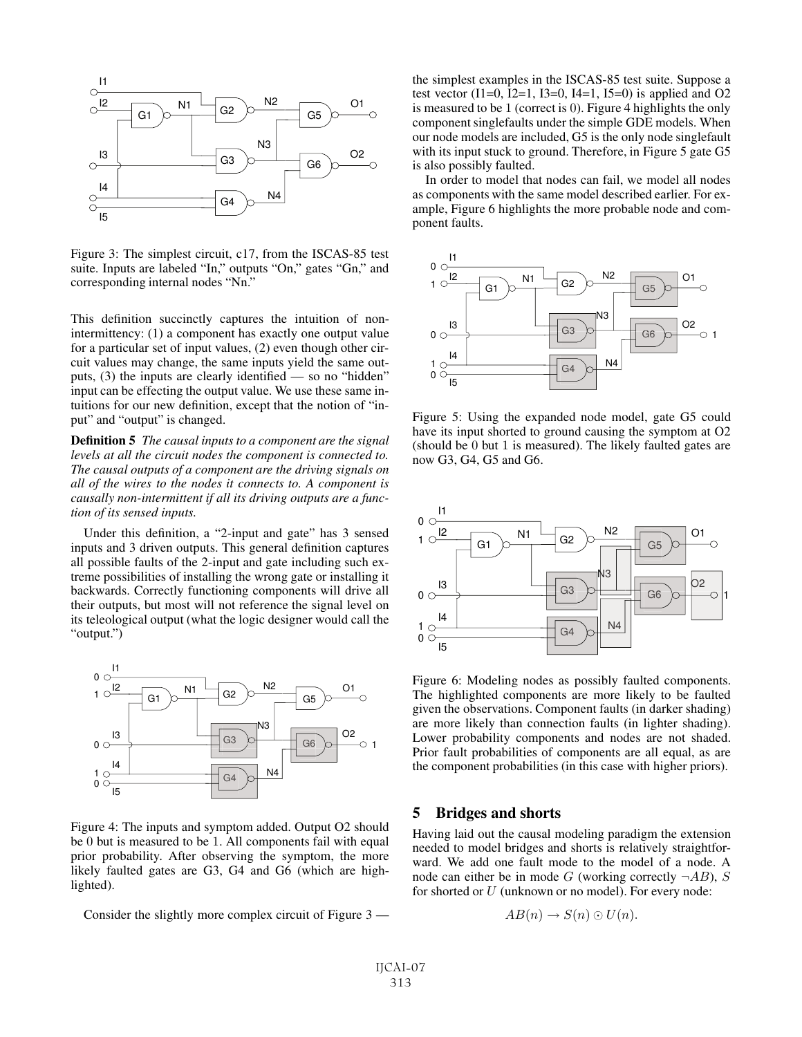Figure 3: The simplest circuit, c17, from the ISCAS-85 test suite. Inputs are labeled "In," outputs "On," gates "Gn," and corresponding internal nodes "Nn."

This definition succinctly captures the intuition of non-intermittency: (1) a component has exactly one output value for a particular set of input values, (2) even though other circuit values may change, the same inputs yield the same outputs, (3) the inputs are clearly identified — so no "hidden" input can be effecting the output value. We use these same intuitions for our new definition, except that the notion of "input" and "output" is changed.

**Definition 5** *The causal inputs to a component are the signal levels at all the circuit nodes the component is connected to. The causal outputs of a component are the driving signals on all of the wires to the nodes it connects to. A component is causally non-intermittent if all its driving outputs are a function of its sensed inputs.*

Under this definition, a "2-input and gate" has 3 sensed inputs and 3 driven outputs. This general definition captures all possible faults of the 2-input and gate including such extreme possibilities of installing the wrong gate or installing it backwards. Correctly functioning components will drive all their outputs, but most will not reference the signal level on its teleological output (what the logic designer would call the "output.")

Figure 4: The inputs and symptom added. Output O2 should be 0 but is measured to be 1. All components fail with equal prior probability. After observing the symptom, the more likely faulted gates are G3, G4 and G6 (which are highlighted).

Consider the slightly more complex circuit of Figure 3 — the simplest examples in the ISCAS-85 test suite. Suppose a test vector (I1=0, I2=1, I3=0, I4=1, I5=0) is applied and O2 is measured to be 1 (correct is 0). Figure 4 highlights the only component singlefaults under the simple GDE models. When our node models are included, G5 is the only node singlefault with its input stuck to ground. Therefore, in Figure 5 gate G5 is also possibly faulted.

In order to model that nodes can fail, we model all nodes as components with the same model described earlier. For example, Figure 6 highlights the more probable node and component faults.

Figure 5: Using the expanded node model, gate G5 could have its input shorted to ground causing the symptom at O2 (should be 0 but 1 is measured). The likely faulted gates are now G3, G4, G5 and G6.

Figure 6: Modeling nodes as possibly faulted components. The highlighted components are more likely to be faulted given the observations. Component faults (in darker shading) are more likely than connection faults (in lighter shading). Lower probability components and nodes are not shaded. Prior fault probabilities of components are all equal, as are the component probabilities (in this case with higher priors).

## 5 Bridges and shorts

Having laid out the causal modeling paradigm the extension needed to model bridges and shorts is relatively straightforward. We add one fault mode to the model of a node. A node can either be in mode $G$ (working correctly $\neg AB$), $S$ for shorted or $U$ (unknown or no model). For every node:

$$AB(n) \rightarrow S(n) \odot U(n).$$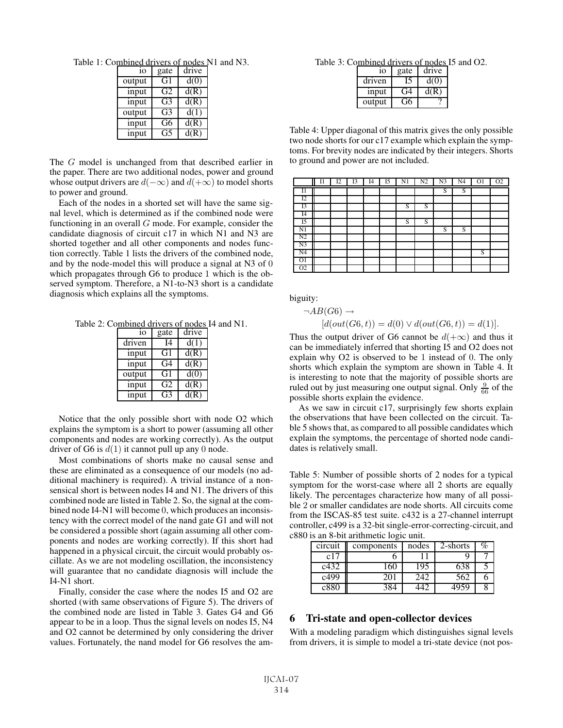Table 1: Combined drivers of nodes N1 and N3.

| io | gate | drive |
|---|---|---|
| output | G1 | d(0) |
| input | G2 | d(R) |
| input | G3 | d(R) |
| output | G3 | d(1) |
| input | G6 | d(R) |
| input | G5 | d(R) |

The $G$ model is unchanged from that described earlier in the paper. There are two additional nodes, power and ground whose output drivers are $d(-\infty)$ and $d(+\infty)$ to model shorts to power and ground.

Each of the nodes in a shorted set will have the same signal level, which is determined as if the combined node were functioning in an overall $G$ mode. For example, consider the candidate diagnosis of circuit c17 in which N1 and N3 are shorted together and all other components and nodes function correctly. Table 1 lists the drivers of the combined node, and by the node-model this will produce a signal at N3 of 0 which propagates through G6 to produce 1 which is the observed symptom. Therefore, a N1-to-N3 short is a candidate diagnosis which explains all the symptoms.

Table 2: Combined drivers of nodes I4 and N1.

| io | gate | drive |
|---|---|---|
| driven | I4 | d(1) |
| input | G1 | d(R) |
| input | G4 | d(R) |
| output | G1 | d(0) |
| input | G2 | d(R) |
| input | G3 | d(R) |

Notice that the only possible short with node O2 which explains the symptom is a short to power (assuming all other components and nodes are working correctly). As the output driver of G6 is $d(1)$ it cannot pull up any 0 node.

Most combinations of shorts make no causal sense and these are eliminated as a consequence of our models (no additional machinery is required). A trivial instance of a nonsensical short is between nodes I4 and N1. The drivers of this combined node are listed in Table 2. So, the signal at the combined node I4-N1 will become 0, which produces an inconsistency with the correct model of the nand gate G1 and will not be considered a possible short (again assuming all other components and nodes are working correctly). If this short had happened in a physical circuit, the circuit would probably oscillate. As we are not modeling oscillation, the inconsistency will guarantee that no candidate diagnosis will include the I4-N1 short.

Table 3: Combined drivers of nodes I5 and O2.

| io | gate | drive |
|---|---|---|
| driven | I5 | d(0) |
| input | G4 | d(R) |
| output | G6 | ? |

Table 4: Upper diagonal of this matrix gives the only possible two node shorts for our c17 example which explain the symptoms. For brevity nodes are indicated by their integers. Shorts to ground and power are not included.

| | I1 | I2 | I3 | I4 | I5 | N1 | N2 | N3 | N4 | O1 | O2 |
|---|---|---|---|---|---|---|---|---|---|---|---|
| I1 | | | | | | | | S | S | | |
| I2 | | | | | | | | | | | |
| I3 | | | | | | S | S | | | | |
| I4 | | | | | | | | | | | |
| I5 | | | | | | S | S | | | | |
| N1 | | | | | | | | S | S | | |
| N2 | | | | | | | | | | | |
| N3 | | | | | | | | | | | |
| N4 | | | | | | | | | | S | |
| O1 | | | | | | | | | | | |
| O2 | | | | | | | | | | | |

Finally, consider the case where the nodes I5 and O2 are shorted (with same observations of Figure 5). The drivers of the combined node are listed in Table 3. Gates G4 and G6 appear to be in a loop. Thus the signal levels on nodes I5, N4 and O2 cannot be determined by only considering the driver values. Fortunately, the nand model for G6 resolves the ambiguity:

$$\neg AB(G6) \rightarrow$$
$$[d(out(G6,t)) = d(0) \vee d(out(G6,t)) = d(1)].$$

Thus the output driver of G6 cannot be $d(+\infty)$ and thus it can be immediately inferred that shorting I5 and O2 does not explain why O2 is observed to be 1 instead of 0. The only shorts which explain the symptom are shown in Table 4. It is interesting to note that the majority of possible shorts are ruled out by just measuring one output signal. Only $\frac{9}{66}$ of the possible shorts explain the evidence.

As we saw in circuit c17, surprisingly few shorts explain the observations that have been collected on the circuit. Table 5 shows that, as compared to all possible candidates which explain the symptoms, the percentage of shorted node candidates is relatively small.

Table 5: Number of possible shorts of 2 nodes for a typical symptom for the worst-case where all 2 shorts are equally likely. The percentages characterize how many of all possible 2 or smaller candidates are node shorts. All circuits come from the ISCAS-85 test suite. c432 is a 27-channel interrupt controller, c499 is a 32-bit single-error-correcting-circuit, and c880 is an 8-bit arithmetic logic unit.

| circuit | components | nodes | 2-shorts | % |
|---|---|---|---|---|
| c17 | 6 | 11 | 9 | 7 |
| c432 | 160 | 195 | 638 | 5 |
| c499 | 201 | 242 | 562 | 6 |
| c880 | 384 | 442 | 4959 | 8 |

## 6 Tri-state and open-collector devices

With a modeling paradigm which distinguishes signal levels from drivers, it is simple to model a tri-state device (not pos-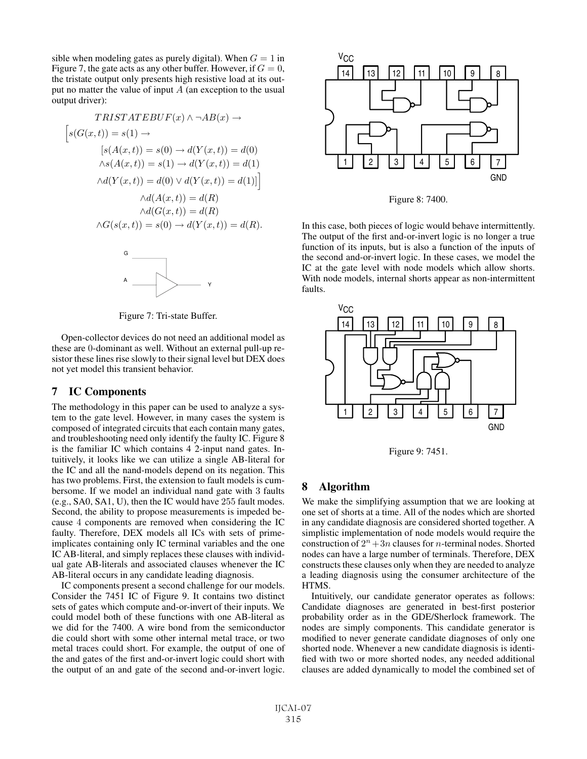sible when modeling gates as purely digital). When $G = 1$ in Figure 7, the gate acts as any other buffer. However, if $G = 0$, the tristate output only presents high resistive load at its output no matter the value of input $A$ (an exception to the usual output driver):

$$
\begin{aligned}
&TRISTATEBUF(x) \wedge \neg AB(x) \rightarrow \\
&\Big[s(G(x,t)) = s(1) \rightarrow \\
&\quad [s(A(x,t)) = s(0) \rightarrow d(Y(x,t)) = d(0) \\
&\quad \wedge s(A(x,t)) = s(1) \rightarrow d(Y(x,t)) = d(1) \\
&\quad \wedge d(Y(x,t)) = d(0) \vee d(Y(x,t)) = d(1)]\Big] \\
&\quad \wedge d(A(x,t)) = d(R) \\
&\quad \wedge d(G(x,t)) = d(R) \\
&\wedge G(s(x,t)) = s(0) \rightarrow d(Y(x,t)) = d(R).
\end{aligned}
$$

Figure 7: Tri-state Buffer.

Open-collector devices do not need an additional model as these are 0-dominant as well. Without an external pull-up resistor these lines rise slowly to their signal level but DEX does not yet model this transient behavior.

## 7 IC Components

The methodology in this paper can be used to analyze a system to the gate level. However, in many cases the system is composed of integrated circuits that each contain many gates, and troubleshooting need only identify the faulty IC. Figure 8 is the familiar IC which contains 4 2-input nand gates. Intuitively, it looks like we can utilize a single AB-literal for the IC and all the nand-models depend on its negation. This has two problems. First, the extension to fault models is cumbersome. If we model an individual nand gate with 3 faults (e.g., SA0, SA1, U), then the IC would have 255 fault modes. Second, the ability to propose measurements is impeded because 4 components are removed when considering the IC faulty. Therefore, DEX models all ICs with sets of prime-implicates containing only IC terminal variables and the one IC AB-literal, and simply replaces these clauses with individual gate AB-literals and associated clauses whenever the IC AB-literal occurs in any candidate leading diagnosis.

IC components present a second challenge for our models. Consider the 7451 IC of Figure 9. It contains two distinct sets of gates which compute and-or-invert of their inputs. We could model both of these functions with one AB-literal as we did for the 7400. A wire bond from the semiconductor die could short with some other internal metal trace, or two metal traces could short. For example, the output of one of the and gates of the first and-or-invert logic could short with the output of an and gate of the second and-or-invert logic.

Figure 8: 7400.

In this case, both pieces of logic would behave intermittently. The output of the first and-or-invert logic is no longer a true function of its inputs, but is also a function of the inputs of the second and-or-invert logic. In these cases, we model the IC at the gate level with node models which allow shorts. With node models, internal shorts appear as non-intermittent faults.

Figure 9: 7451.

## 8 Algorithm

We make the simplifying assumption that we are looking at one set of shorts at a time. All of the nodes which are shorted in any candidate diagnosis are considered shorted together. A simplistic implementation of node models would require the construction of $2^n + 3n$ clauses for $n$-terminal nodes. Shorted nodes can have a large number of terminals. Therefore, DEX constructs these clauses only when they are needed to analyze a leading diagnosis using the consumer architecture of the HTMS.

Intuitively, our candidate generator operates as follows: Candidate diagnoses are generated in best-first posterior probability order as in the GDE/Sherlock framework. The nodes are simply components. This candidate generator is modified to never generate candidate diagnoses of only one shorted node. Whenever a new candidate diagnosis is identified with two or more shorted nodes, any needed additional clauses are added dynamically to model the combined set of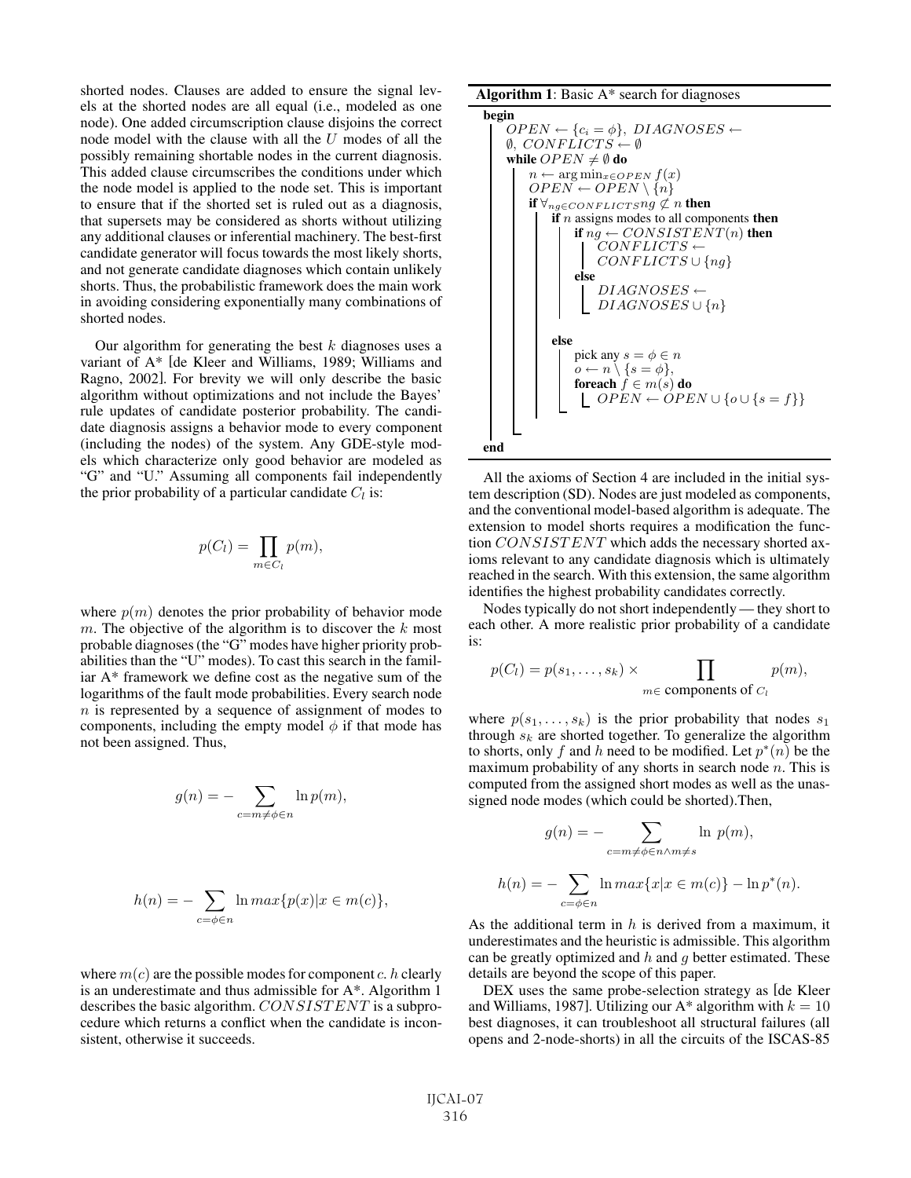shorted nodes. Clauses are added to ensure the signal levels at the shorted nodes are all equal (i.e., modeled as one node). One added circumscription clause disjoins the correct node model with the clause with all the $U$ modes of all the possibly remaining shortable nodes in the current diagnosis. This added clause circumscribes the conditions under which the node model is applied to the node set. This is important to ensure that if the shorted set is ruled out as a diagnosis, that supersets may be considered as shorts without utilizing any additional clauses or inferential machinery. The best-first candidate generator will focus towards the most likely shorts, and not generate candidate diagnoses which contain unlikely shorts. Thus, the probabilistic framework does the main work in avoiding considering exponentially many combinations of shorted nodes.

Our algorithm for generating the best $k$ diagnoses uses a variant of A* [de Kleer and Williams, 1989; Williams and Ragno, 2002]. For brevity we will only describe the basic algorithm without optimizations and not include the Bayes' rule updates of candidate posterior probability. The candidate diagnosis assigns a behavior mode to every component (including the nodes) of the system. Any GDE-style models which characterize only good behavior are modeled as "G" and "U." Assuming all components fail independently the prior probability of a particular candidate $C_l$ is:

$$p(C_l) = \prod_{m \in C_l} p(m),$$

where $p(m)$ denotes the prior probability of behavior mode $m$. The objective of the algorithm is to discover the $k$ most probable diagnoses (the "G" modes have higher priority probabilities than the "U" modes). To cast this search in the familiar A* framework we define cost as the negative sum of the logarithms of the fault mode probabilities. Every search node $n$ is represented by a sequence of assignment of modes to components, including the empty model $\phi$ if that mode has not been assigned. Thus,

$$g(n) = -\sum_{c=m \neq \phi \in n} \ln p(m),$$

$$h(n) = -\sum_{c=\phi \in n} \ln max\{p(x) | x \in m(c)\},$$

where $m(c)$ are the possible modes for component $c$. $h$ clearly is an underestimate and thus admissible for A*. Algorithm 1 describes the basic algorithm. $CONSISTENT$ is a subprocedure which returns a conflict when the candidate is inconsistent, otherwise it succeeds.

**Algorithm 1**: Basic A* search for diagnoses

```
begin
    OPEN ← {c_i = φ}, DIAGNOSES ← ∅, CONFLICTS ← ∅
    while OPEN ≠ ∅ do
        n ← arg min_{x∈OPEN} f(x)
        OPEN ← OPEN \ {n}
        if ∀_{ng∈CONFLICTS} ng ⊄ n then
            if n assigns modes to all components then
                if ng ← CONSISTENT(n) then
                    CONFLICTS ← CONFLICTS ∪ {ng}
                else
                    DIAGNOSES ← DIAGNOSES ∪ {n}
            else
                pick any s = φ ∈ n
                o ← n \ {s = φ},
                foreach f ∈ m(s) do
                    OPEN ← OPEN ∪ {o ∪ {s = f}}
end
```

All the axioms of Section 4 are included in the initial system description (SD). Nodes are just modeled as components, and the conventional model-based algorithm is adequate. The extension to model shorts requires a modification the function $CONSISTENT$ which adds the necessary shorted axioms relevant to any candidate diagnosis which is ultimately reached in the search. With this extension, the same algorithm identifies the highest probability candidates correctly.

Nodes typically do not short independently — they short to each other. A more realistic prior probability of a candidate is:

$$p(C_l) = p(s_1, \ldots, s_k) \times \prod_{m \in \text{ components of } C_l} p(m),$$

where $p(s_1, \ldots, s_k)$ is the prior probability that nodes $s_1$ through $s_k$ are shorted together. To generalize the algorithm to shorts, only $f$ and $h$ need to be modified. Let $p^*(n)$ be the maximum probability of any shorts in search node $n$. This is computed from the assigned short modes as well as the unassigned node modes (which could be shorted).Then,

$$g(n) = -\sum_{c=m \neq \phi \in n \wedge m \neq s} \ln\ p(m),$$

$$h(n) = -\sum_{c=\phi \in n} \ln max\{x | x \in m(c)\} - \ln p^*(n).$$

As the additional term in $h$ is derived from a maximum, it underestimates and the heuristic is admissible. This algorithm can be greatly optimized and $h$ and $g$ better estimated. These details are beyond the scope of this paper.

DEX uses the same probe-selection strategy as [de Kleer and Williams, 1987]. Utilizing our A* algorithm with $k = 10$ best diagnoses, it can troubleshoot all structural failures (all opens and 2-node-shorts) in all the circuits of the ISCAS-85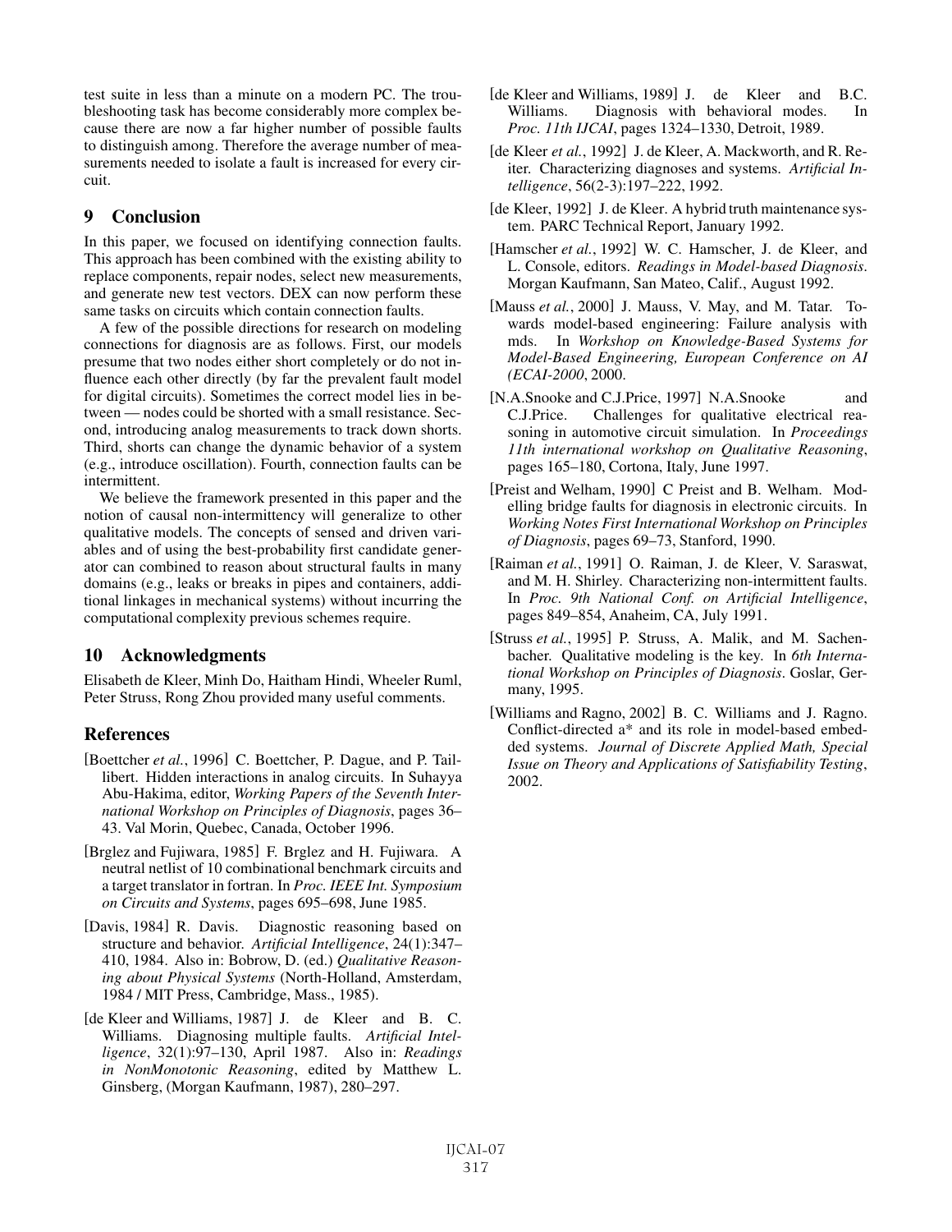test suite in less than a minute on a modern PC. The troubleshooting task has become considerably more complex because there are now a far higher number of possible faults to distinguish among. Therefore the average number of measurements needed to isolate a fault is increased for every circuit.

## 9 Conclusion

In this paper, we focused on identifying connection faults. This approach has been combined with the existing ability to replace components, repair nodes, select new measurements, and generate new test vectors. DEX can now perform these same tasks on circuits which contain connection faults.

A few of the possible directions for research on modeling connections for diagnosis are as follows. First, our models presume that two nodes either short completely or do not influence each other directly (by far the prevalent fault model for digital circuits). Sometimes the correct model lies in between — nodes could be shorted with a small resistance. Second, introducing analog measurements to track down shorts. Third, shorts can change the dynamic behavior of a system (e.g., introduce oscillation). Fourth, connection faults can be intermittent.

We believe the framework presented in this paper and the notion of causal non-intermittency will generalize to other qualitative models. The concepts of sensed and driven variables and of using the best-probability first candidate generator can combined to reason about structural faults in many domains (e.g., leaks or breaks in pipes and containers, additional linkages in mechanical systems) without incurring the computational complexity previous schemes require.

## 10 Acknowledgments

Elisabeth de Kleer, Minh Do, Haitham Hindi, Wheeler Ruml, Peter Struss, Rong Zhou provided many useful comments.

## References

[Boettcher *et al.*, 1996] C. Boettcher, P. Dague, and P. Taillibert. Hidden interactions in analog circuits. In Suhayya Abu-Hakima, editor, *Working Papers of the Seventh International Workshop on Principles of Diagnosis*, pages 36–43. Val Morin, Quebec, Canada, October 1996.

[Brglez and Fujiwara, 1985] F. Brglez and H. Fujiwara. A neutral netlist of 10 combinational benchmark circuits and a target translator in fortran. In *Proc. IEEE Int. Symposium on Circuits and Systems*, pages 695–698, June 1985.

[Davis, 1984] R. Davis. Diagnostic reasoning based on structure and behavior. *Artificial Intelligence*, 24(1):347–410, 1984. Also in: Bobrow, D. (ed.) *Qualitative Reasoning about Physical Systems* (North-Holland, Amsterdam, 1984 / MIT Press, Cambridge, Mass., 1985).

[de Kleer and Williams, 1987] J. de Kleer and B. C. Williams. Diagnosing multiple faults. *Artificial Intelligence*, 32(1):97–130, April 1987. Also in: *Readings in NonMonotonic Reasoning*, edited by Matthew L. Ginsberg, (Morgan Kaufmann, 1987), 280–297.

[de Kleer and Williams, 1989] J. de Kleer and B.C. Williams. Diagnosis with behavioral modes. In *Proc. 11th IJCAI*, pages 1324–1330, Detroit, 1989.

[de Kleer *et al.*, 1992] J. de Kleer, A. Mackworth, and R. Reiter. Characterizing diagnoses and systems. *Artificial Intelligence*, 56(2-3):197–222, 1992.

[de Kleer, 1992] J. de Kleer. A hybrid truth maintenance system. PARC Technical Report, January 1992.

[Hamscher *et al.*, 1992] W. C. Hamscher, J. de Kleer, and L. Console, editors. *Readings in Model-based Diagnosis*. Morgan Kaufmann, San Mateo, Calif., August 1992.

[Mauss *et al.*, 2000] J. Mauss, V. May, and M. Tatar. Towards model-based engineering: Failure analysis with mds. In *Workshop on Knowledge-Based Systems for Model-Based Engineering, European Conference on AI (ECAI-2000*, 2000.

[N.A.Snooke and C.J.Price, 1997] N.A.Snooke and C.J.Price. Challenges for qualitative electrical reasoning in automotive circuit simulation. In *Proceedings 11th international workshop on Qualitative Reasoning*, pages 165–180, Cortona, Italy, June 1997.

[Preist and Welham, 1990] C Preist and B. Welham. Modelling bridge faults for diagnosis in electronic circuits. In *Working Notes First International Workshop on Principles of Diagnosis*, pages 69–73, Stanford, 1990.

[Raiman *et al.*, 1991] O. Raiman, J. de Kleer, V. Saraswat, and M. H. Shirley. Characterizing non-intermittent faults. In *Proc. 9th National Conf. on Artificial Intelligence*, pages 849–854, Anaheim, CA, July 1991.

[Struss *et al.*, 1995] P. Struss, A. Malik, and M. Sachenbacher. Qualitative modeling is the key. In *6th International Workshop on Principles of Diagnosis*. Goslar, Germany, 1995.

[Williams and Ragno, 2002] B. C. Williams and J. Ragno. Conflict-directed a* and its role in model-based embedded systems. *Journal of Discrete Applied Math, Special Issue on Theory and Applications of Satisfiability Testing*, 2002.